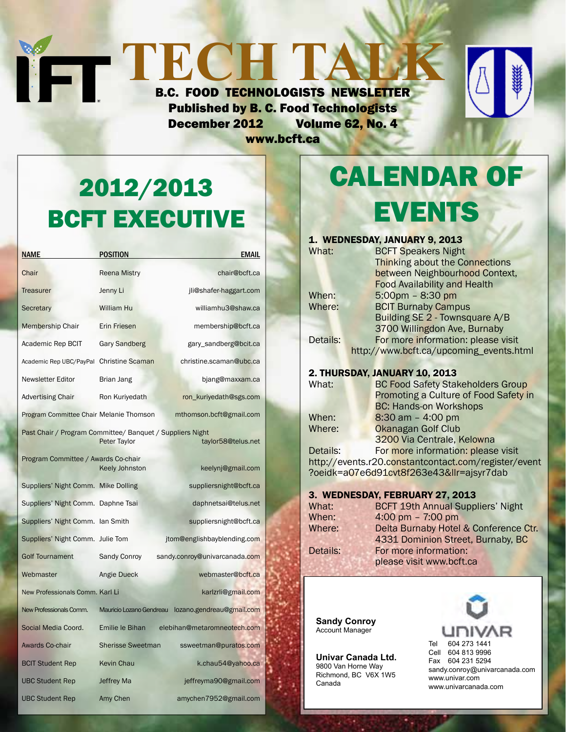# TECH TALK

**B.C. FOOD TECHNOLOGISTS NEWSLETTER**

**Published by B. C. Food Technologists**

**December 2012 Volume 62, No. 4**

**www.bcft.ca**

## 2012/2013 BCFT EXECUTIVE

| NAME | POSITION | EMAIL |
|---|---|---|
| Chair | Reena Mistry | chair@bcft.ca |
| Treasurer | Jenny Li | jli@shafer-haggart.com |
| Secretary | William Hu | williamhu3@shaw.ca |
| Membership Chair | Erin Friesen | membership@bcft.ca |
| Academic Rep BCIT | Gary Sandberg | gary_sandberg@bcit.ca |
| Academic Rep UBC/PayPal | Christine Scaman | christine.scaman@ubc.ca |
| Newsletter Editor | Brian Jang | bjang@maxxam.ca |
| Advertising Chair | Ron Kuriyedath | ron_kuriyedath@sgs.com |
| Program Committee Chair | Melanie Thomson | mthomson.bcft@gmail.com |
| Past Chair / Program Committee/ Banquet / Suppliers Night | Peter Taylor | taylor58@telus.net |
| Program Committee / Awards Co-chair | Keely Johnston | keelynj@gmail.com |
| Suppliers' Night Comm. | Mike Dolling | suppliersnight@bcft.ca |
| Suppliers' Night Comm. | Daphne Tsai | daphnetsai@telus.net |
| Suppliers' Night Comm. | Ian Smith | suppliersnight@bcft.ca |
| Suppliers' Night Comm. | Julie Tom | jtom@englishbayblending.com |
| Golf Tournament | Sandy Conroy | sandy.conroy@univarcanada.com |
| Webmaster | Angie Dueck | webmaster@bcft.ca |
| New Professionals Comm. | Karl Li | karlzrli@gmail.com |
| New Professionals Comm. | Mauricio Lozano Gendreau | lozano.gendreau@gmail.com |
| Social Media Coord. | Emilie le Bihan | elebihan@metaromneotech.com |
| Awards Co-chair | Sherisse Sweetman | ssweetman@puratos.com |
| BCIT Student Rep | Kevin Chau | k.chau54@yahoo.ca |
| UBC Student Rep | Jeffrey Ma | jeffreyma90@gmail.com |
| UBC Student Rep | Amy Chen | amychen7952@gmail.com |

## CALENDAR OF EVENTS

**1. WEDNESDAY, JANUARY 9, 2013**

What: BCFT Speakers Night
Thinking about the Connections between Neighbourhood Context, Food Availability and Health

When: 5:00pm – 8:30 pm

Where: BCIT Burnaby Campus
Building SE 2 - Townsquare A/B
3700 Willingdon Ave, Burnaby

Details: For more information: please visit http://www.bcft.ca/upcoming_events.html

**2. THURSDAY, JANUARY 10, 2013**

What: BC Food Safety Stakeholders Group
Promoting a Culture of Food Safety in BC: Hands-on Workshops

When: 8:30 am – 4:00 pm

Where: Okanagan Golf Club
3200 Via Centrale, Kelowna

Details: For more information: please visit http://events.r20.constantcontact.com/register/event?oeidk=a07e6d91cvt8f263e43&llr=ajsyr7dab

**3. WEDNESDAY, FEBRUARY 27, 2013**

What: BCFT 19th Annual Suppliers' Night

When: 4:00 pm – 7:00 pm

Where: Delta Burnaby Hotel & Conference Ctr.
4331 Dominion Street, Burnaby, BC

Details: For more information:
please visit www.bcft.ca

---

**Sandy Conroy**
Account Manager

**Univar Canada Ltd.**
9800 Van Horne Way
Richmond, BC V6X 1W5
Canada

UNIVAR

Tel 604 273 1441
Cell 604 813 9996
Fax 604 231 5294
sandy.conroy@univarcanada.com
www.univar.com
www.univarcanada.com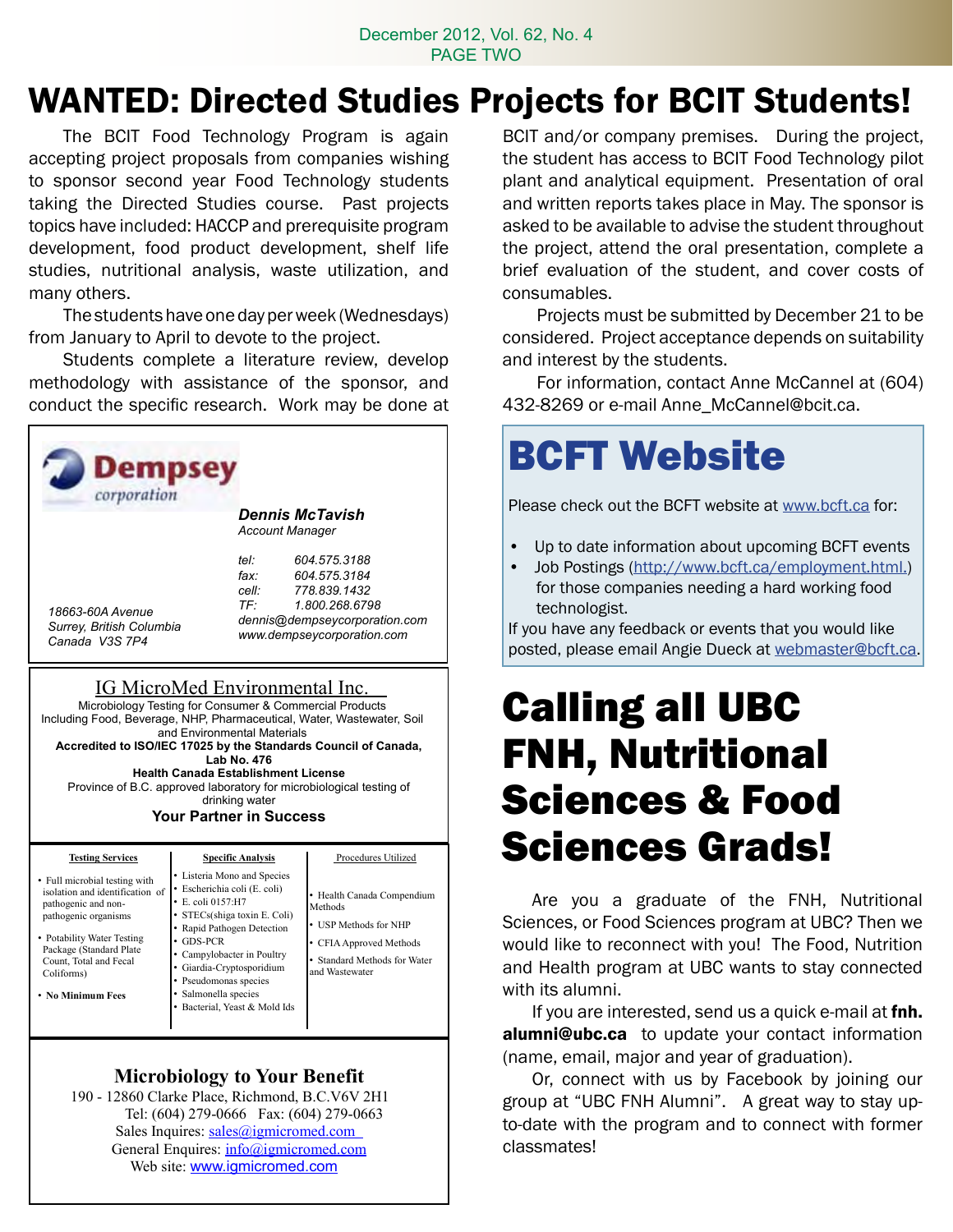# WANTED: Directed Studies Projects for BCIT Students!

The BCIT Food Technology Program is again accepting project proposals from companies wishing to sponsor second year Food Technology students taking the Directed Studies course. Past projects topics have included: HACCP and prerequisite program development, food product development, shelf life studies, nutritional analysis, waste utilization, and many others.

The students have one day per week (Wednesdays) from January to April to devote to the project.

Students complete a literature review, develop methodology with assistance of the sponsor, and conduct the specific research. Work may be done at BCIT and/or company premises. During the project, the student has access to BCIT Food Technology pilot plant and analytical equipment. Presentation of oral and written reports takes place in May. The sponsor is asked to be available to advise the student throughout the project, attend the oral presentation, complete a brief evaluation of the student, and cover costs of consumables.

Projects must be submitted by December 21 to be considered. Project acceptance depends on suitability and interest by the students.

For information, contact Anne McCannel at (604) 432-8269 or e-mail Anne_McCannel@bcit.ca.

---

**Dempsey** corporation

***Dennis McTavish***
*Account Manager*

*tel: 604.575.3188*
*fax: 604.575.3184*
*cell: 778.839.1432*
*TF: 1.800.268.6798*
*dennis@dempseycorporation.com*
*www.dempseycorporation.com*

*18663-60A Avenue*
*Surrey, British Columbia*
*Canada V3S 7P4*

---

IG MicroMed Environmental Inc.

Microbiology Testing for Consumer & Commercial Products Including Food, Beverage, NHP, Pharmaceutical, Water, Wastewater, Soil and Environmental Materials

**Accredited to ISO/IEC 17025 by the Standards Council of Canada, Lab No. 476**

**Health Canada Establishment License**

Province of B.C. approved laboratory for microbiological testing of drinking water

**Your Partner in Success**

| Testing Services | Specific Analysis | Procedures Utilized |
|---|---|---|
| • Full microbial testing with isolation and identification of pathogenic and non-pathogenic organisms<br>• Potability Water Testing Package (Standard Plate Count, Total and Fecal Coliforms)<br>• **No Minimum Fees** | • Listeria Mono and Species<br>• Escherichia coli (E. coli)<br>• E. coli 0157:H7<br>• STECs(shiga toxin E. Coli)<br>• Rapid Pathogen Detection<br>• GDS-PCR<br>• Campylobacter in Poultry<br>• Giardia-Cryptosporidium<br>• Pseudomonas species<br>• Salmonella species<br>• Bacterial, Yeast & Mold Ids | • Health Canada Compendium Methods<br>• USP Methods for NHP<br>• CFIA Approved Methods<br>• Standard Methods for Water and Wastewater |

**Microbiology to Your Benefit**

190 - 12860 Clarke Place, Richmond, B.C.V6V 2H1
Tel: (604) 279-0666 Fax: (604) 279-0663
Sales Inquires: sales@igmicromed.com
General Enquires: info@igmicromed.com
Web site: www.igmicromed.com

---

# BCFT Website

Please check out the BCFT website at www.bcft.ca for:

- Up to date information about upcoming BCFT events
- Job Postings (http://www.bcft.ca/employment.html.) for those companies needing a hard working food technologist.

If you have any feedback or events that you would like posted, please email Angie Dueck at webmaster@bcft.ca.

# Calling all UBC FNH, Nutritional Sciences & Food Sciences Grads!

Are you a graduate of the FNH, Nutritional Sciences, or Food Sciences program at UBC? Then we would like to reconnect with you! The Food, Nutrition and Health program at UBC wants to stay connected with its alumni.

If you are interested, send us a quick e-mail at **fnh.alumni@ubc.ca** to update your contact information (name, email, major and year of graduation).

Or, connect with us by Facebook by joining our group at "UBC FNH Alumni". A great way to stay up-to-date with the program and to connect with former classmates!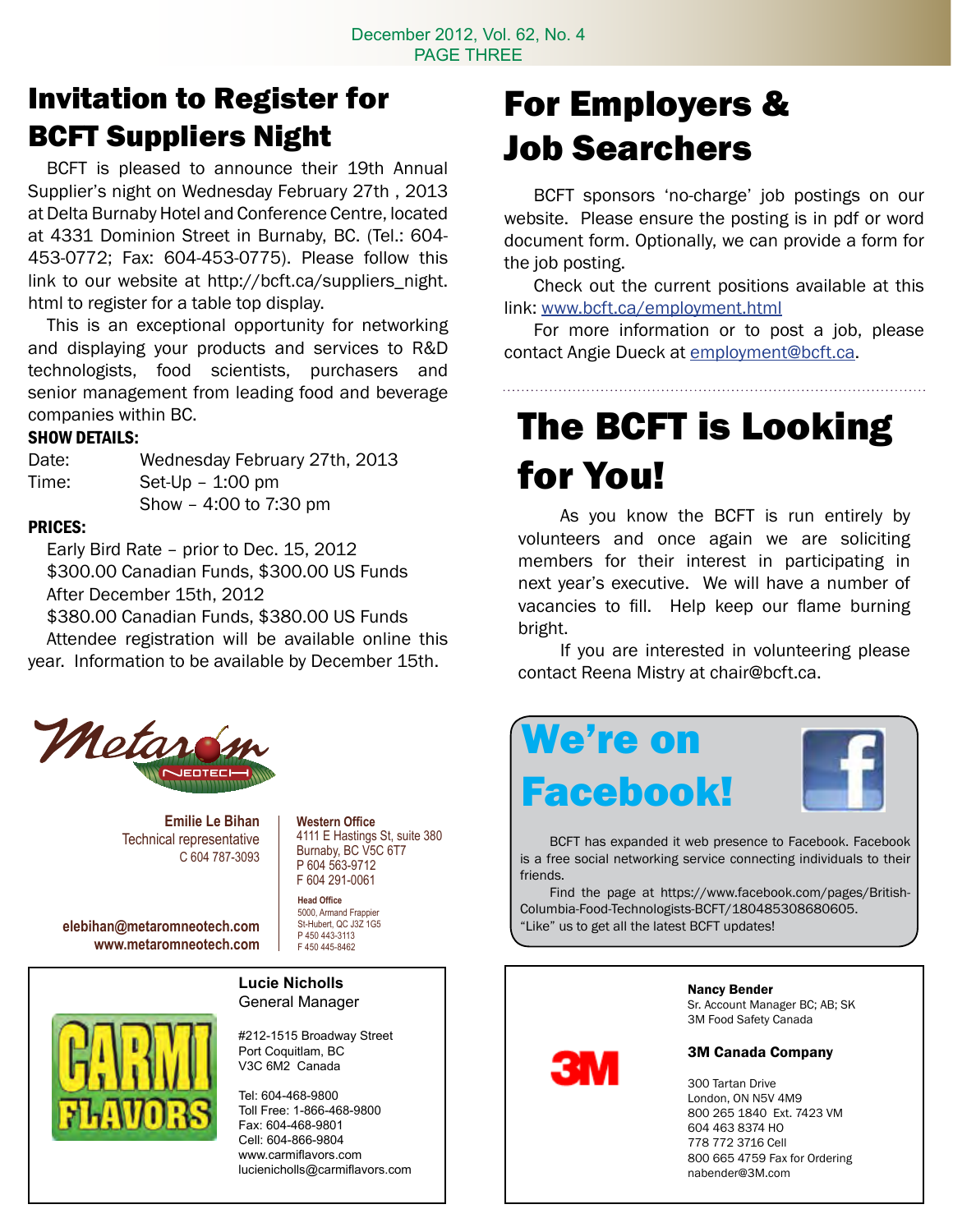# Invitation to Register for BCFT Suppliers Night

BCFT is pleased to announce their 19th Annual Supplier's night on Wednesday February 27th , 2013 at Delta Burnaby Hotel and Conference Centre, located at 4331 Dominion Street in Burnaby, BC. (Tel.: 604-453-0772; Fax: 604-453-0775). Please follow this link to our website at http://bcft.ca/suppliers_night.html to register for a table top display.

This is an exceptional opportunity for networking and displaying your products and services to R&D technologists, food scientists, purchasers and senior management from leading food and beverage companies within BC.

**SHOW DETAILS:**

Date: Wednesday February 27th, 2013

Time: Set-Up – 1:00 pm
Show – 4:00 to 7:30 pm

**PRICES:**

Early Bird Rate – prior to Dec. 15, 2012
$300.00 Canadian Funds, $300.00 US Funds
After December 15th, 2012
$380.00 Canadian Funds, $380.00 US Funds

Attendee registration will be available online this year. Information to be available by December 15th.

Metarom Neotech

**Emilie Le Bihan**
Technical representative
C 604 787-3093

elebihan@metaromneotech.com
www.metaromneotech.com

**Western Office**
4111 E Hastings St, suite 380
Burnaby, BC V5C 6T7
P 604 563-9712
F 604 291-0061

**Head Office**
5000, Armand Frappier
St-Hubert, QC J3Z 1G5
P 450 443-3113
F 450 445-8462

CARMI FLAVORS

**Lucie Nicholls**
General Manager

#212-1515 Broadway Street
Port Coquitlam, BC
V3C 6M2 Canada

Tel: 604-468-9800
Toll Free: 1-866-468-9800
Fax: 604-468-9801
Cell: 604-866-9804
www.carmiflavors.com
lucienicholls@carmiflavors.com

# For Employers & Job Searchers

BCFT sponsors 'no-charge' job postings on our website. Please ensure the posting is in pdf or word document form. Optionally, we can provide a form for the job posting.

Check out the current positions available at this link: www.bcft.ca/employment.html

For more information or to post a job, please contact Angie Dueck at employment@bcft.ca.

# The BCFT is Looking for You!

As you know the BCFT is run entirely by volunteers and once again we are soliciting members for their interest in participating in next year's executive. We will have a number of vacancies to fill. Help keep our flame burning bright.

If you are interested in volunteering please contact Reena Mistry at chair@bcft.ca.

# We're on Facebook!

BCFT has expanded it web presence to Facebook. Facebook is a free social networking service connecting individuals to their friends.

Find the page at https://www.facebook.com/pages/British-Columbia-Food-Technologists-BCFT/180485308680605. "Like" us to get all the latest BCFT updates!

3M

**Nancy Bender**
Sr. Account Manager BC; AB; SK
3M Food Safety Canada

**3M Canada Company**

300 Tartan Drive
London, ON N5V 4M9
800 265 1840 Ext. 7423 VM
604 463 8374 HO
778 772 3716 Cell
800 665 4759 Fax for Ordering
nabender@3M.com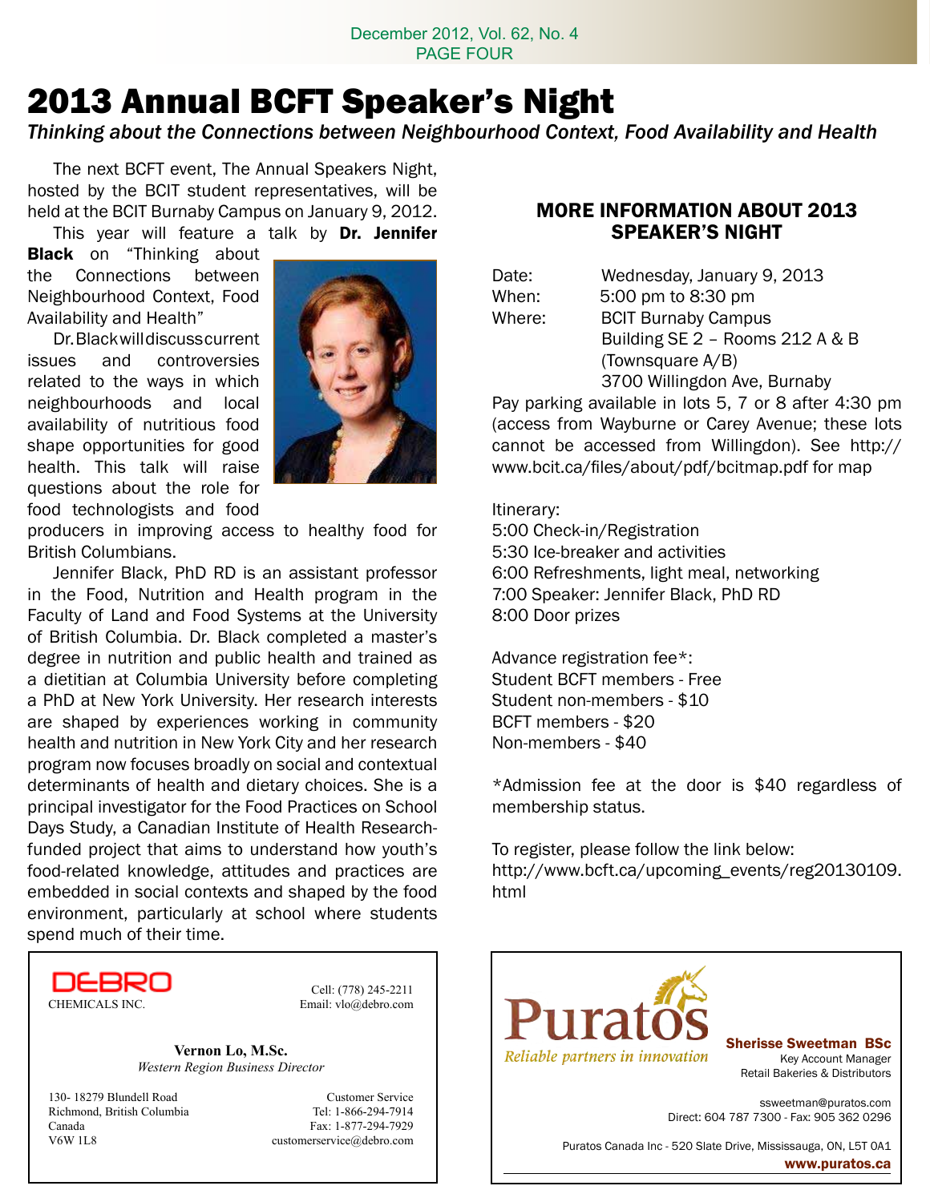# 2013 Annual BCFT Speaker's Night

*Thinking about the Connections between Neighbourhood Context, Food Availability and Health*

The next BCFT event, The Annual Speakers Night, hosted by the BCIT student representatives, will be held at the BCIT Burnaby Campus on January 9, 2012.

This year will feature a talk by **Dr. Jennifer Black** on "Thinking about the Connections between Neighbourhood Context, Food Availability and Health"

Dr. Black will discuss current issues and controversies related to the ways in which neighbourhoods and local availability of nutritious food shape opportunities for good health. This talk will raise questions about the role for food technologists and food producers in improving access to healthy food for British Columbians.

Jennifer Black, PhD RD is an assistant professor in the Food, Nutrition and Health program in the Faculty of Land and Food Systems at the University of British Columbia. Dr. Black completed a master's degree in nutrition and public health and trained as a dietitian at Columbia University before completing a PhD at New York University. Her research interests are shaped by experiences working in community health and nutrition in New York City and her research program now focuses broadly on social and contextual determinants of health and dietary choices. She is a principal investigator for the Food Practices on School Days Study, a Canadian Institute of Health Research-funded project that aims to understand how youth's food-related knowledge, attitudes and practices are embedded in social contexts and shaped by the food environment, particularly at school where students spend much of their time.

## MORE INFORMATION ABOUT 2013 SPEAKER'S NIGHT

Date: Wednesday, January 9, 2013
When: 5:00 pm to 8:30 pm
Where: BCIT Burnaby Campus
Building SE 2 – Rooms 212 A & B
(Townsquare A/B)
3700 Willingdon Ave, Burnaby

Pay parking available in lots 5, 7 or 8 after 4:30 pm (access from Wayburne or Carey Avenue; these lots cannot be accessed from Willingdon). See http://www.bcit.ca/files/about/pdf/bcitmap.pdf for map

Itinerary:
5:00 Check-in/Registration
5:30 Ice-breaker and activities
6:00 Refreshments, light meal, networking
7:00 Speaker: Jennifer Black, PhD RD
8:00 Door prizes

Advance registration fee*:
Student BCFT members - Free
Student non-members - $10
BCFT members - $20
Non-members - $40

*Admission fee at the door is $40 regardless of membership status.

To register, please follow the link below:
http://www.bcft.ca/upcoming_events/reg20130109.html

---

DEBRO CHEMICALS INC.

Cell: (778) 245-2211
Email: vlo@debro.com

**Vernon Lo, M.Sc.**
*Western Region Business Director*

130- 18279 Blundell Road
Richmond, British Columbia
Canada
V6W 1L8

Customer Service
Tel: 1-866-294-7914
Fax: 1-877-294-7929
customerservice@debro.com

---

Puratos
*Reliable partners in innovation*

**Sherisse Sweetman BSc**
Key Account Manager
Retail Bakeries & Distributors

ssweetman@puratos.com
Direct: 604 787 7300 - Fax: 905 362 0296

Puratos Canada Inc - 520 Slate Drive, Mississauga, ON, L5T 0A1
**www.puratos.ca**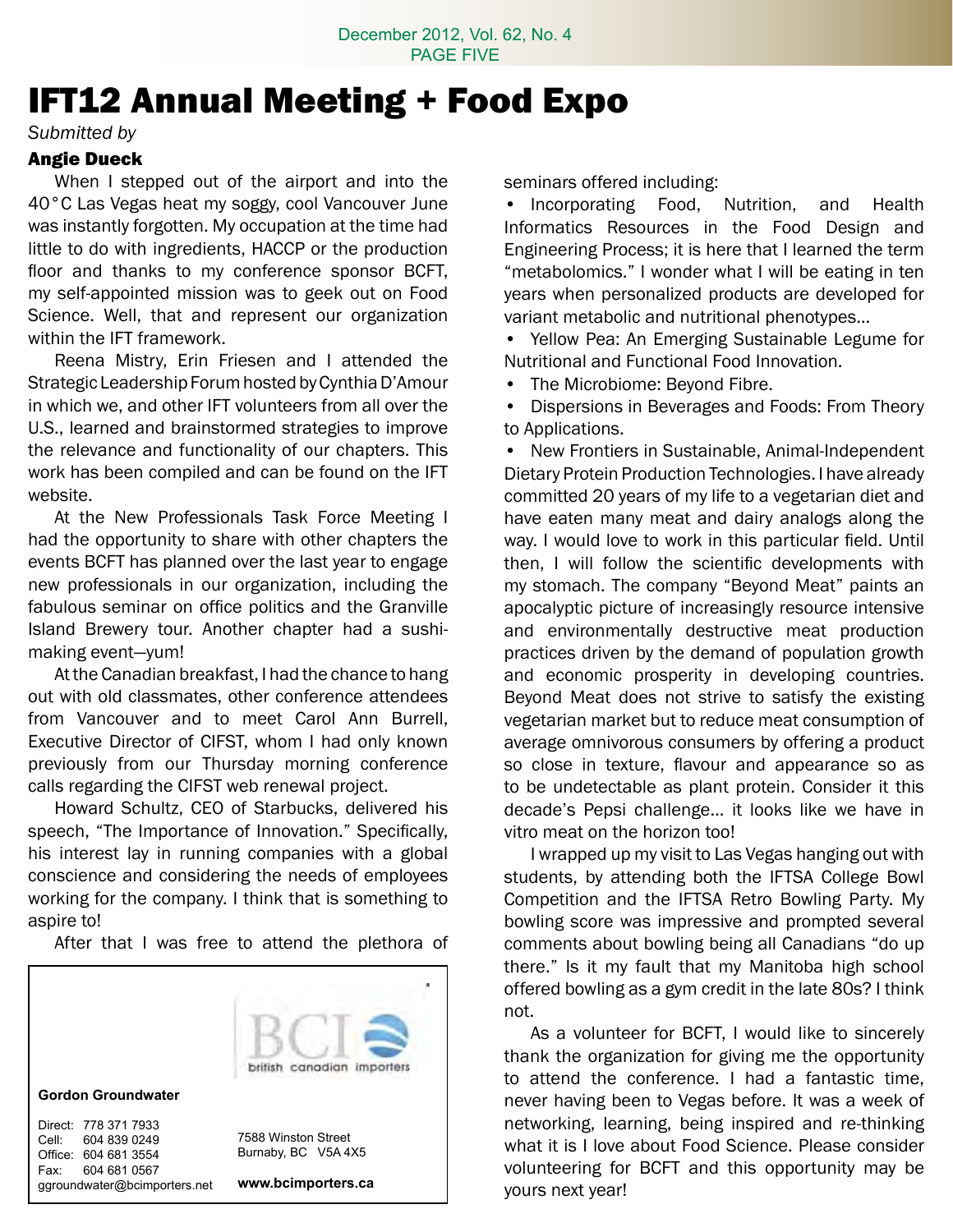# IFT12 Annual Meeting + Food Expo

*Submitted by*

**Angie Dueck**

When I stepped out of the airport and into the 40°C Las Vegas heat my soggy, cool Vancouver June was instantly forgotten. My occupation at the time had little to do with ingredients, HACCP or the production floor and thanks to my conference sponsor BCFT, my self-appointed mission was to geek out on Food Science. Well, that and represent our organization within the IFT framework.

Reena Mistry, Erin Friesen and I attended the Strategic Leadership Forum hosted by Cynthia D'Amour in which we, and other IFT volunteers from all over the U.S., learned and brainstormed strategies to improve the relevance and functionality of our chapters. This work has been compiled and can be found on the IFT website.

At the New Professionals Task Force Meeting I had the opportunity to share with other chapters the events BCFT has planned over the last year to engage new professionals in our organization, including the fabulous seminar on office politics and the Granville Island Brewery tour. Another chapter had a sushi-making event—yum!

At the Canadian breakfast, I had the chance to hang out with old classmates, other conference attendees from Vancouver and to meet Carol Ann Burrell, Executive Director of CIFST, whom I had only known previously from our Thursday morning conference calls regarding the CIFST web renewal project.

Howard Schultz, CEO of Starbucks, delivered his speech, "The Importance of Innovation." Specifically, his interest lay in running companies with a global conscience and considering the needs of employees working for the company. I think that is something to aspire to!

After that I was free to attend the plethora of seminars offered including:

- Incorporating Food, Nutrition, and Health Informatics Resources in the Food Design and Engineering Process; it is here that I learned the term "metabolomics." I wonder what I will be eating in ten years when personalized products are developed for variant metabolic and nutritional phenotypes…
- Yellow Pea: An Emerging Sustainable Legume for Nutritional and Functional Food Innovation.
- The Microbiome: Beyond Fibre.
- Dispersions in Beverages and Foods: From Theory to Applications.
- New Frontiers in Sustainable, Animal-Independent Dietary Protein Production Technologies. I have already committed 20 years of my life to a vegetarian diet and have eaten many meat and dairy analogs along the way. I would love to work in this particular field. Until then, I will follow the scientific developments with my stomach. The company "Beyond Meat" paints an apocalyptic picture of increasingly resource intensive and environmentally destructive meat production practices driven by the demand of population growth and economic prosperity in developing countries. Beyond Meat does not strive to satisfy the existing vegetarian market but to reduce meat consumption of average omnivorous consumers by offering a product so close in texture, flavour and appearance so as to be undetectable as plant protein. Consider it this decade's Pepsi challenge… it looks like we have in vitro meat on the horizon too!

I wrapped up my visit to Las Vegas hanging out with students, by attending both the IFTSA College Bowl Competition and the IFTSA Retro Bowling Party. My bowling score was impressive and prompted several comments about bowling being all Canadians "do up there." Is it my fault that my Manitoba high school offered bowling as a gym credit in the late 80s? I think not.

As a volunteer for BCFT, I would like to sincerely thank the organization for giving me the opportunity to attend the conference. I had a fantastic time, never having been to Vegas before. It was a week of networking, learning, being inspired and re-thinking what it is I love about Food Science. Please consider volunteering for BCFT and this opportunity may be yours next year!

---

BCI british canadian importers

**Gordon Groundwater**

Direct: 778 371 7933
Cell: 604 839 0249
Office: 604 681 3554
Fax: 604 681 0567
ggroundwater@bcimporters.net

7588 Winston Street
Burnaby, BC V5A 4X5

**www.bcimporters.ca**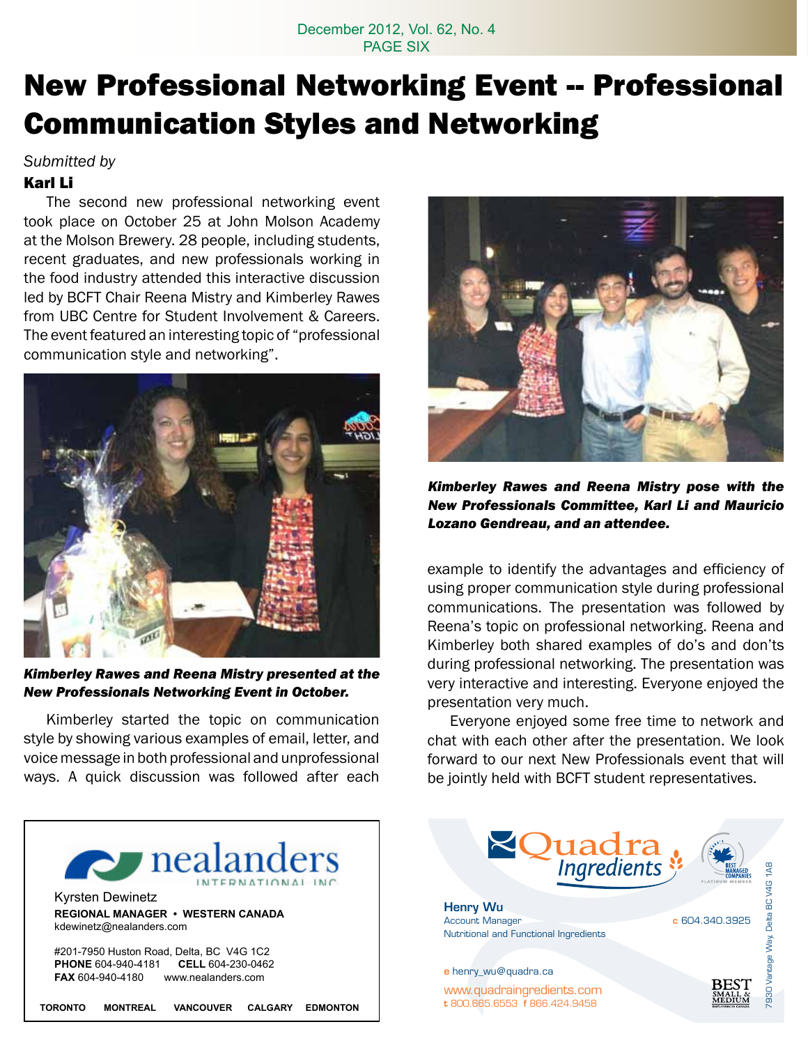# New Professional Networking Event -- Professional Communication Styles and Networking

*Submitted by*

**Karl Li**

The second new professional networking event took place on October 25 at John Molson Academy at the Molson Brewery. 28 people, including students, recent graduates, and new professionals working in the food industry attended this interactive discussion led by BCFT Chair Reena Mistry and Kimberley Rawes from UBC Centre for Student Involvement & Careers. The event featured an interesting topic of "professional communication style and networking".

***Kimberley Rawes and Reena Mistry presented at the New Professionals Networking Event in October.***

Kimberley started the topic on communication style by showing various examples of email, letter, and voice message in both professional and unprofessional ways. A quick discussion was followed after each example to identify the advantages and efficiency of using proper communication style during professional communications. The presentation was followed by Reena's topic on professional networking. Reena and Kimberley both shared examples of do's and don'ts during professional networking. The presentation was very interactive and interesting. Everyone enjoyed the presentation very much.

***Kimberley Rawes and Reena Mistry pose with the New Professionals Committee, Karl Li and Mauricio Lozano Gendreau, and an attendee.***

Everyone enjoyed some free time to network and chat with each other after the presentation. We look forward to our next New Professionals event that will be jointly held with BCFT student representatives.

---

**nealanders** INTERNATIONAL INC.

Kyrsten Dewinetz
**REGIONAL MANAGER • WESTERN CANADA**
kdewinetz@nealanders.com

#201-7950 Huston Road, Delta, BC V4G 1C2
**PHONE** 604-940-4181 **CELL** 604-230-0462
**FAX** 604-940-4180 www.nealanders.com

**TORONTO MONTREAL VANCOUVER CALGARY EDMONTON**

---

**Quadra Ingredients**

**Henry Wu**
Account Manager
Nutritional and Functional Ingredients

c 604.340.3925

e henry_wu@quadra.ca
www.quadraingredients.com
t 800.665.6553 f 866.424.9458

7930 Vantage Way, Delta BC V4G 1A8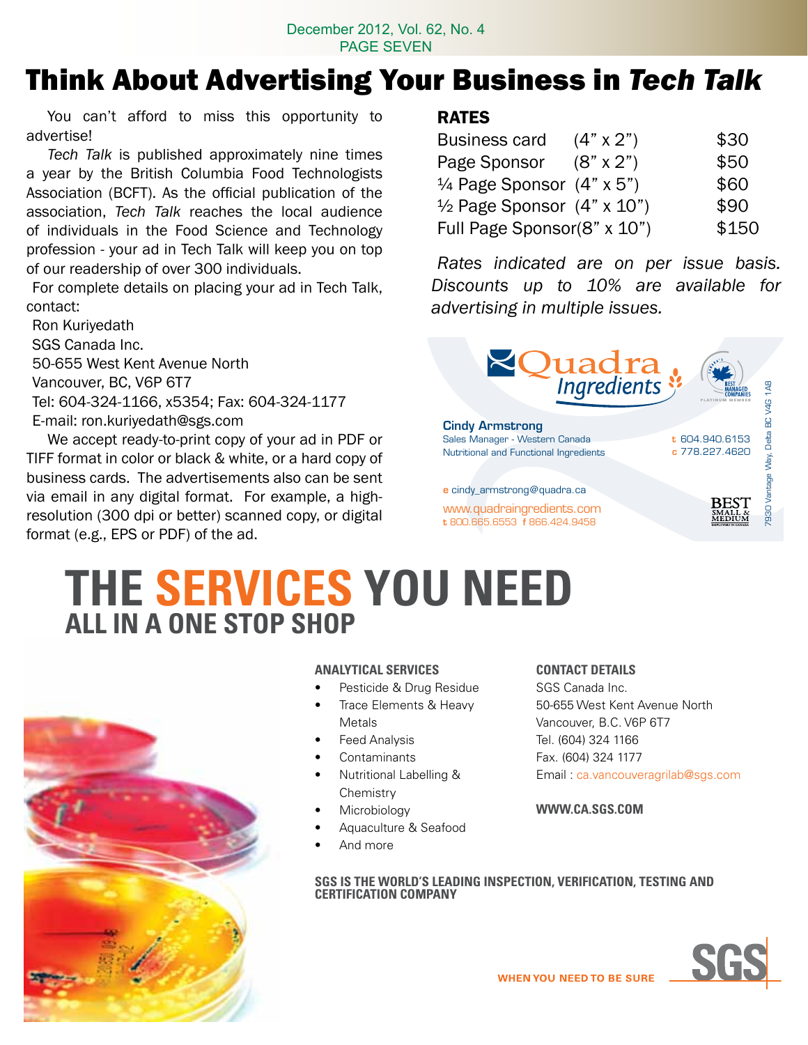# Think About Advertising Your Business in *Tech Talk*

You can't afford to miss this opportunity to advertise!

*Tech Talk* is published approximately nine times a year by the British Columbia Food Technologists Association (BCFT). As the official publication of the association, *Tech Talk* reaches the local audience of individuals in the Food Science and Technology profession - your ad in Tech Talk will keep you on top of our readership of over 300 individuals.

For complete details on placing your ad in Tech Talk, contact:

Ron Kuriyedath
SGS Canada Inc.
50-655 West Kent Avenue North
Vancouver, BC, V6P 6T7
Tel: 604-324-1166, x5354; Fax: 604-324-1177
E-mail: ron.kuriyedath@sgs.com

We accept ready-to-print copy of your ad in PDF or TIFF format in color or black & white, or a hard copy of business cards. The advertisements also can be sent via email in any digital format. For example, a high-resolution (300 dpi or better) scanned copy, or digital format (e.g., EPS or PDF) of the ad.

## RATES

| | | |
|---|---|---|
| Business card | (4" x 2") | $30 |
| Page Sponsor | (8" x 2") | $50 |
| ¼ Page Sponsor | (4" x 5") | $60 |
| ½ Page Sponsor | (4" x 10") | $90 |
| Full Page Sponsor | (8" x 10") | $150 |

*Rates indicated are on per issue basis. Discounts up to 10% are available for advertising in multiple issues.*

Quadra Ingredients

Canada's Best Managed Companies – Platinum Member

**Cindy Armstrong**
Sales Manager - Western Canada
Nutritional and Functional Ingredients

t 604.940.6153
c 778.227.4620

e cindy_armstrong@quadra.ca
www.quadraingredients.com
t 800.665.6553 f 866.424.9458

7930 Vantage Way, Delta BC V4G 1A8

BEST SMALL & MEDIUM EMPLOYERS IN CANADA

# THE SERVICES YOU NEED
## ALL IN A ONE STOP SHOP

**ANALYTICAL SERVICES**

- Pesticide & Drug Residue
- Trace Elements & Heavy Metals
- Feed Analysis
- Contaminants
- Nutritional Labelling & Chemistry
- Microbiology
- Aquaculture & Seafood
- And more

**CONTACT DETAILS**

SGS Canada Inc.
50-655 West Kent Avenue North
Vancouver, B.C. V6P 6T7
Tel. (604) 324 1166
Fax. (604) 324 1177
Email : ca.vancouveragrilab@sgs.com

**WWW.CA.SGS.COM**

**SGS IS THE WORLD'S LEADING INSPECTION, VERIFICATION, TESTING AND CERTIFICATION COMPANY**

WHEN YOU NEED TO BE SURE

SGS